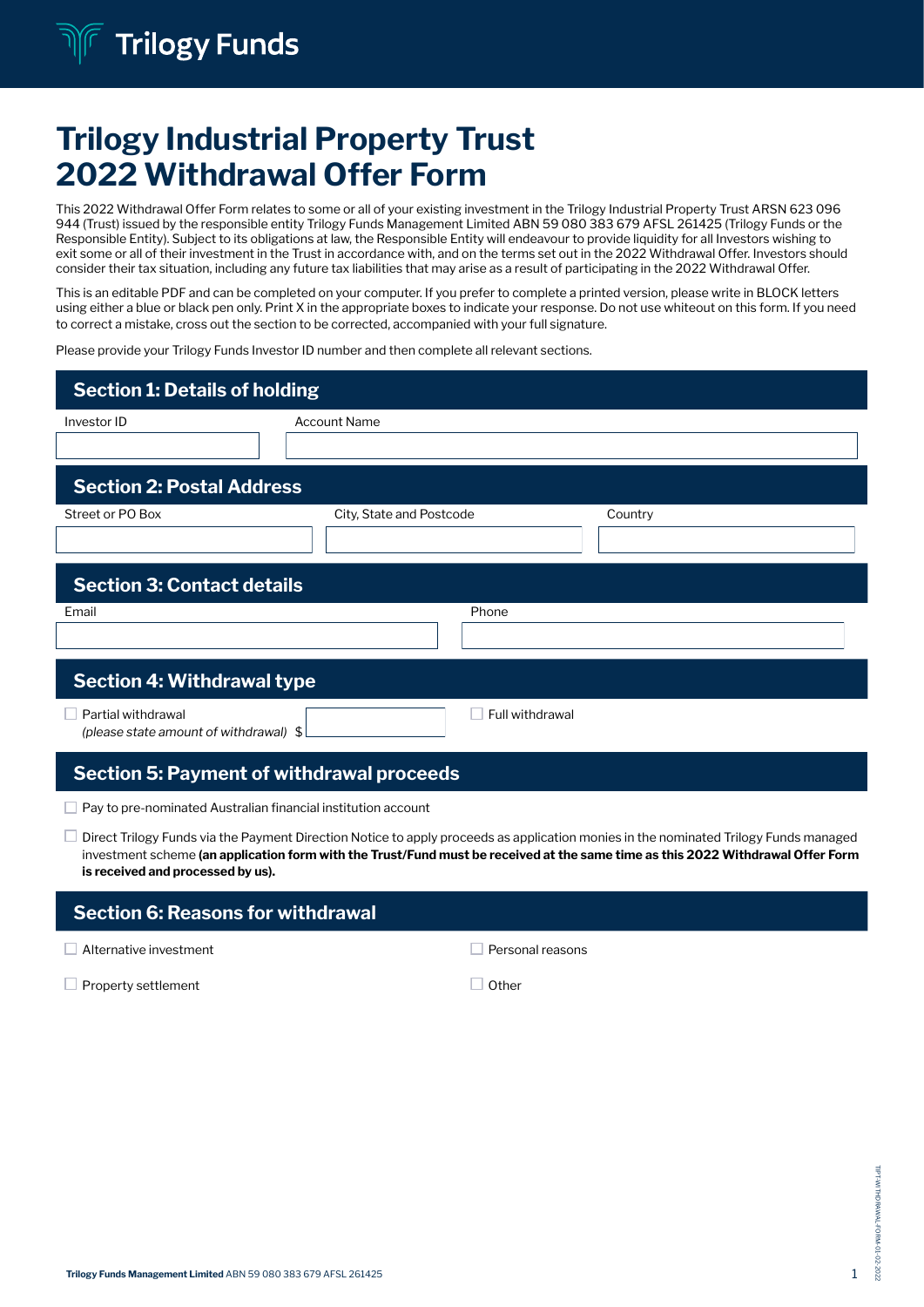Trilogy Funds

# Trilogy Industrial Property Trust 2022 Withdrawal Offer Form

This 2022 Withdrawal Offer Form relates to some or all of your existing investment in the Trilogy Industrial Property Trust ARSN 623 096 944 (Trust) issued by the responsible entity Trilogy Funds Management Limited ABN 59 080 383 679 AFSL 261425 (Trilogy Funds or the Responsible Entity). Subject to its obligations at law, the Responsible Entity will endeavour to provide liquidity for all Investors wishing to exit some or all of their investment in the Trust in accordance with, and on the terms set out in the 2022 Withdrawal Offer. Investors should consider their tax situation, including any future tax liabilities that may arise as a result of participating in the 2022 Withdrawal Offer.

This is an editable PDF and can be completed on your computer. If you prefer to complete a printed version, please write in BLOCK letters using either a blue or black pen only. Print X in the appropriate boxes to indicate your response. Do not use whiteout on this form. If you need to correct a mistake, cross out the section to be corrected, accompanied with your full signature.

Please provide your Trilogy Funds Investor ID number and then complete all relevant sections.

## Section 1: Details of holding

| Investor ID | Account Name |
|---|---|
| | |

## Section 2: Postal Address

| Street or PO Box | City, State and Postcode | Country |
|---|---|---|
| | | |

## Section 3: Contact details

| Email | Phone |
|---|---|
| | |

## Section 4: Withdrawal type

☐ Partial withdrawal *(please state amount of withdrawal)* $ \_\_\_\_\_\_\_\_

☐ Full withdrawal

## Section 5: Payment of withdrawal proceeds

☐ Pay to pre-nominated Australian financial institution account

☐ Direct Trilogy Funds via the Payment Direction Notice to apply proceeds as application monies in the nominated Trilogy Funds managed investment scheme **(an application form with the Trust/Fund must be received at the same time as this 2022 Withdrawal Offer Form is received and processed by us).**

## Section 6: Reasons for withdrawal

☐ Alternative investment

☐ Personal reasons

☐ Property settlement

☐ Other

TIPT-WITHDRAWAL-FORM-01-02-2022

**Trilogy Funds Management Limited** ABN 59 080 383 679 AFSL 261425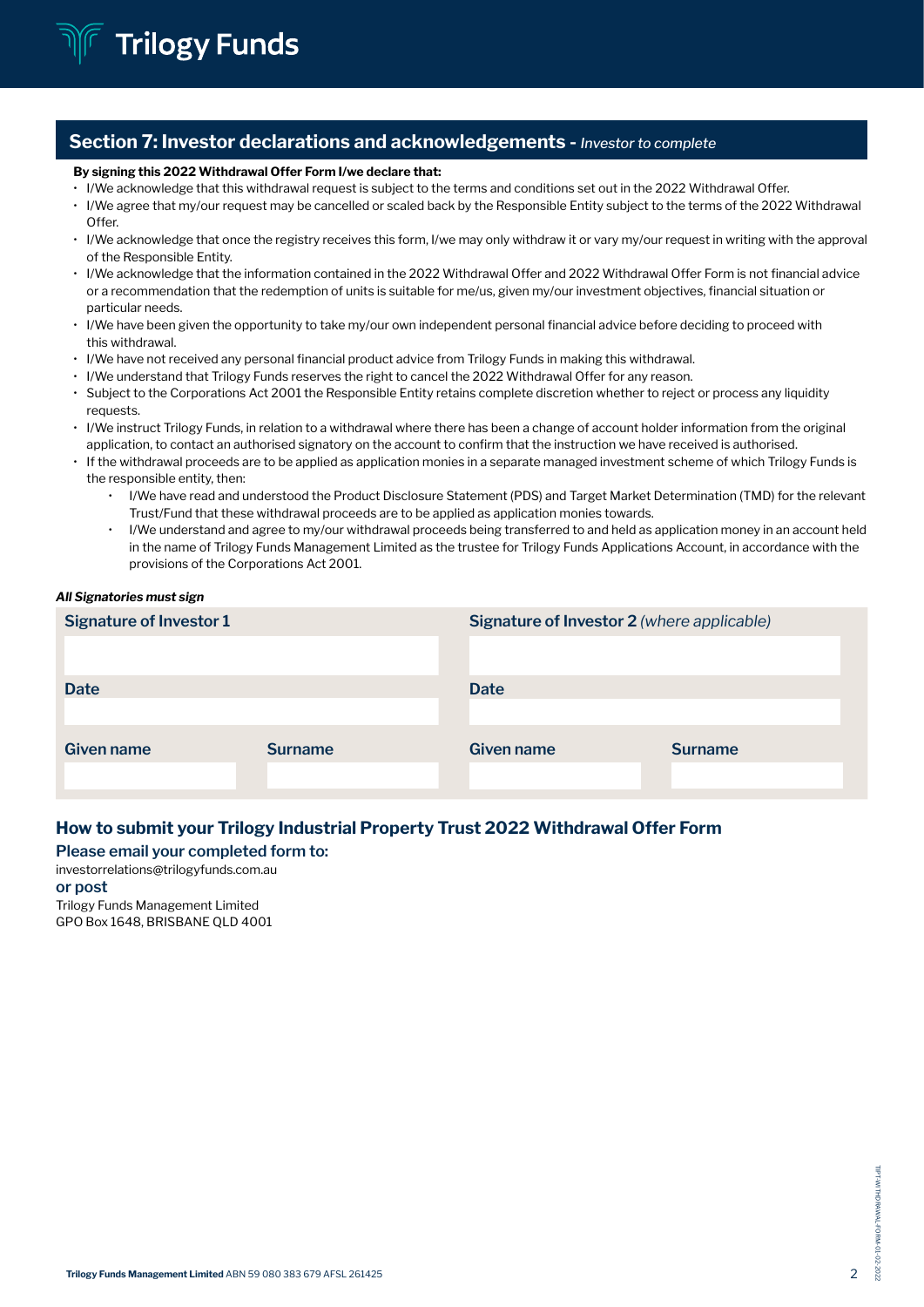## Section 7: Investor declarations and acknowledgements - *Investor to complete*

**By signing this 2022 Withdrawal Offer Form I/we declare that:**

- I/We acknowledge that this withdrawal request is subject to the terms and conditions set out in the 2022 Withdrawal Offer.
- I/We agree that my/our request may be cancelled or scaled back by the Responsible Entity subject to the terms of the 2022 Withdrawal Offer.
- I/We acknowledge that once the registry receives this form, I/we may only withdraw it or vary my/our request in writing with the approval of the Responsible Entity.
- I/We acknowledge that the information contained in the 2022 Withdrawal Offer and 2022 Withdrawal Offer Form is not financial advice or a recommendation that the redemption of units is suitable for me/us, given my/our investment objectives, financial situation or particular needs.
- I/We have been given the opportunity to take my/our own independent personal financial advice before deciding to proceed with this withdrawal.
- I/We have not received any personal financial product advice from Trilogy Funds in making this withdrawal.
- I/We understand that Trilogy Funds reserves the right to cancel the 2022 Withdrawal Offer for any reason.
- Subject to the Corporations Act 2001 the Responsible Entity retains complete discretion whether to reject or process any liquidity requests.
- I/We instruct Trilogy Funds, in relation to a withdrawal where there has been a change of account holder information from the original application, to contact an authorised signatory on the account to confirm that the instruction we have received is authorised.
- If the withdrawal proceeds are to be applied as application monies in a separate managed investment scheme of which Trilogy Funds is the responsible entity, then:
  - I/We have read and understood the Product Disclosure Statement (PDS) and Target Market Determination (TMD) for the relevant Trust/Fund that these withdrawal proceeds are to be applied as application monies towards.
  - I/We understand and agree to my/our withdrawal proceeds being transferred to and held as application money in an account held in the name of Trilogy Funds Management Limited as the trustee for Trilogy Funds Applications Account, in accordance with the provisions of the Corporations Act 2001.

***All Signatories must sign***

| Signature of Investor 1 | | Signature of Investor 2 *(where applicable)* | |
|---|---|---|---|
| | | | |
| **Date** | | **Date** | |
| | | | |
| **Given name** | **Surname** | **Given name** | **Surname** |
| | | | |

## How to submit your Trilogy Industrial Property Trust 2022 Withdrawal Offer Form

**Please email your completed form to:**

investorrelations@trilogyfunds.com.au

**or post**

Trilogy Funds Management Limited
GPO Box 1648, BRISBANE QLD 4001

**Trilogy Funds Management Limited** ABN 59 080 383 679 AFSL 261425

TIPT-WITHDRAWAL-FORM-01-02-2022